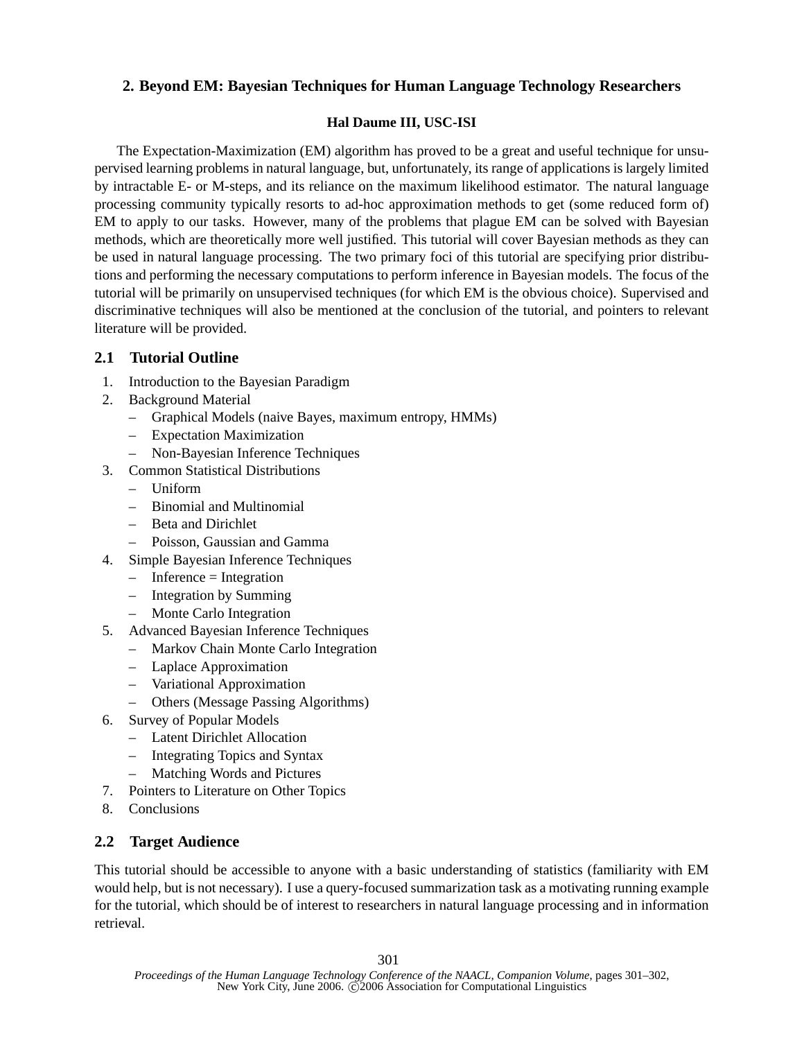## 2. Beyond EM: Bayesian Techniques for Human Language Technology Researchers

**Hal Daume III, USC-ISI**

The Expectation-Maximization (EM) algorithm has proved to be a great and useful technique for unsupervised learning problems in natural language, but, unfortunately, its range of applications is largely limited by intractable E- or M-steps, and its reliance on the maximum likelihood estimator. The natural language processing community typically resorts to ad-hoc approximation methods to get (some reduced form of) EM to apply to our tasks. However, many of the problems that plague EM can be solved with Bayesian methods, which are theoretically more well justified. This tutorial will cover Bayesian methods as they can be used in natural language processing. The two primary foci of this tutorial are specifying prior distributions and performing the necessary computations to perform inference in Bayesian models. The focus of the tutorial will be primarily on unsupervised techniques (for which EM is the obvious choice). Supervised and discriminative techniques will also be mentioned at the conclusion of the tutorial, and pointers to relevant literature will be provided.

### 2.1 Tutorial Outline

1. Introduction to the Bayesian Paradigm
2. Background Material
   - Graphical Models (naive Bayes, maximum entropy, HMMs)
   - Expectation Maximization
   - Non-Bayesian Inference Techniques
3. Common Statistical Distributions
   - Uniform
   - Binomial and Multinomial
   - Beta and Dirichlet
   - Poisson, Gaussian and Gamma
4. Simple Bayesian Inference Techniques
   - Inference = Integration
   - Integration by Summing
   - Monte Carlo Integration
5. Advanced Bayesian Inference Techniques
   - Markov Chain Monte Carlo Integration
   - Laplace Approximation
   - Variational Approximation
   - Others (Message Passing Algorithms)
6. Survey of Popular Models
   - Latent Dirichlet Allocation
   - Integrating Topics and Syntax
   - Matching Words and Pictures
7. Pointers to Literature on Other Topics
8. Conclusions

### 2.2 Target Audience

This tutorial should be accessible to anyone with a basic understanding of statistics (familiarity with EM would help, but is not necessary). I use a query-focused summarization task as a motivating running example for the tutorial, which should be of interest to researchers in natural language processing and in information retrieval.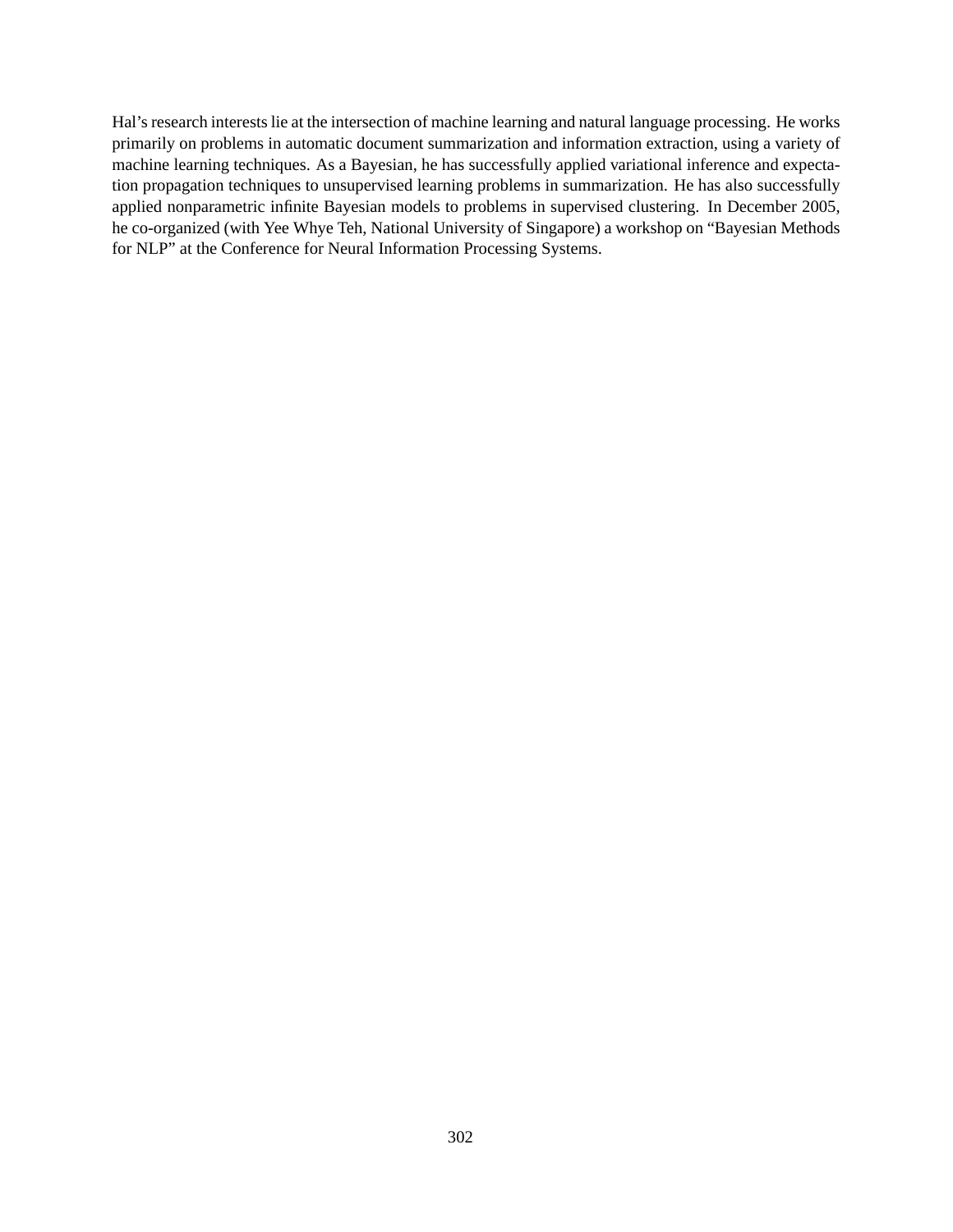Hal's research interests lie at the intersection of machine learning and natural language processing. He works primarily on problems in automatic document summarization and information extraction, using a variety of machine learning techniques. As a Bayesian, he has successfully applied variational inference and expectation propagation techniques to unsupervised learning problems in summarization. He has also successfully applied nonparametric infinite Bayesian models to problems in supervised clustering. In December 2005, he co-organized (with Yee Whye Teh, National University of Singapore) a workshop on "Bayesian Methods for NLP" at the Conference for Neural Information Processing Systems.